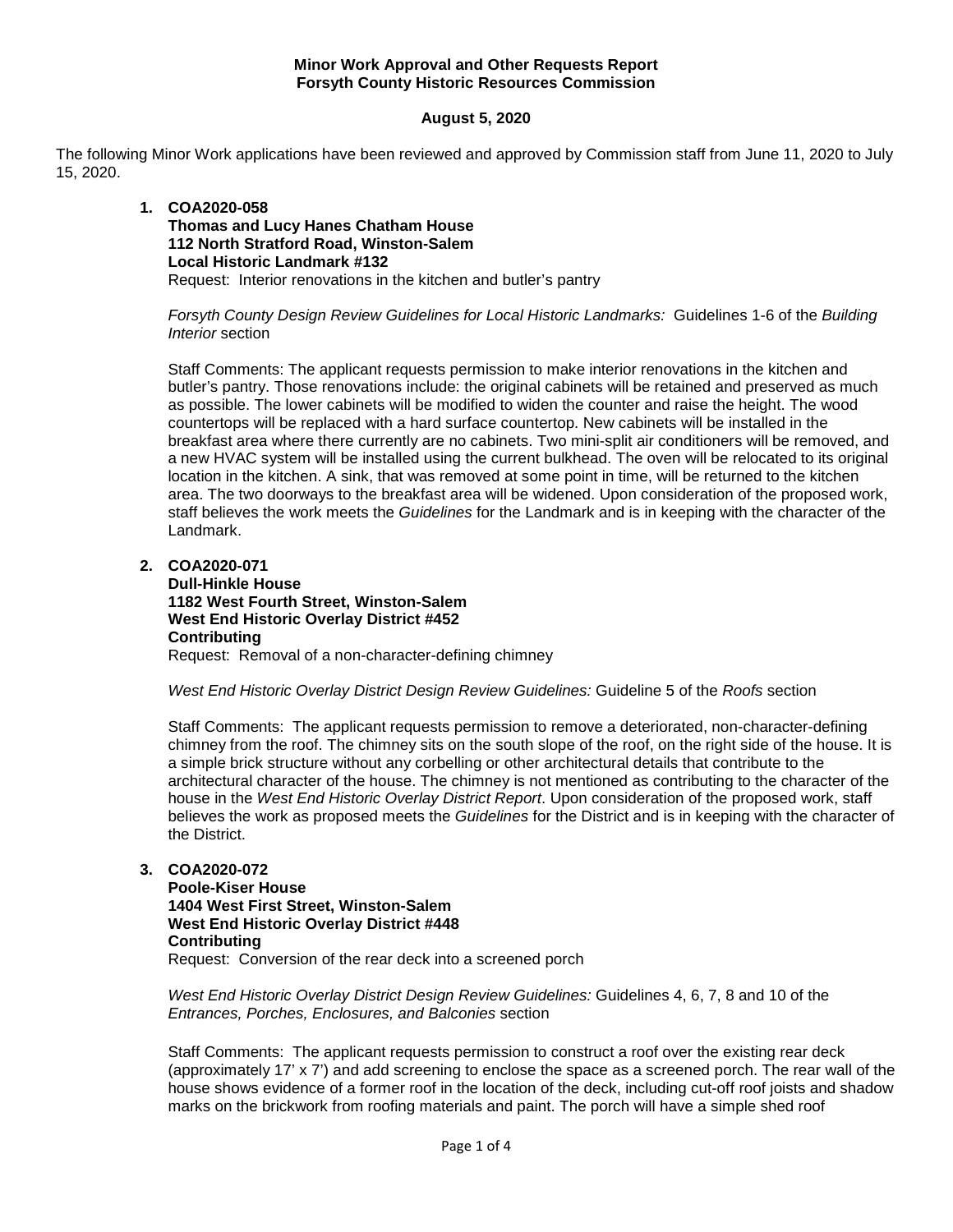**Minor Work Approval and Other Requests Report**
**Forsyth County Historic Resources Commission**

**August 5, 2020**

The following Minor Work applications have been reviewed and approved by Commission staff from June 11, 2020 to July 15, 2020.

1. **COA2020-058**
   **Thomas and Lucy Hanes Chatham House**
   **112 North Stratford Road, Winston-Salem**
   **Local Historic Landmark #132**
   Request: Interior renovations in the kitchen and butler's pantry

   *Forsyth County Design Review Guidelines for Local Historic Landmarks:* Guidelines 1-6 of the *Building Interior* section

   Staff Comments: The applicant requests permission to make interior renovations in the kitchen and butler's pantry. Those renovations include: the original cabinets will be retained and preserved as much as possible. The lower cabinets will be modified to widen the counter and raise the height. The wood countertops will be replaced with a hard surface countertop. New cabinets will be installed in the breakfast area where there currently are no cabinets. Two mini-split air conditioners will be removed, and a new HVAC system will be installed using the current bulkhead. The oven will be relocated to its original location in the kitchen. A sink, that was removed at some point in time, will be returned to the kitchen area. The two doorways to the breakfast area will be widened. Upon consideration of the proposed work, staff believes the work meets the *Guidelines* for the Landmark and is in keeping with the character of the Landmark.

2. **COA2020-071**
   **Dull-Hinkle House**
   **1182 West Fourth Street, Winston-Salem**
   **West End Historic Overlay District #452**
   **Contributing**
   Request: Removal of a non-character-defining chimney

   *West End Historic Overlay District Design Review Guidelines:* Guideline 5 of the *Roofs* section

   Staff Comments: The applicant requests permission to remove a deteriorated, non-character-defining chimney from the roof. The chimney sits on the south slope of the roof, on the right side of the house. It is a simple brick structure without any corbelling or other architectural details that contribute to the architectural character of the house. The chimney is not mentioned as contributing to the character of the house in the *West End Historic Overlay District Report*. Upon consideration of the proposed work, staff believes the work as proposed meets the *Guidelines* for the District and is in keeping with the character of the District.

3. **COA2020-072**
   **Poole-Kiser House**
   **1404 West First Street, Winston-Salem**
   **West End Historic Overlay District #448**
   **Contributing**
   Request: Conversion of the rear deck into a screened porch

   *West End Historic Overlay District Design Review Guidelines:* Guidelines 4, 6, 7, 8 and 10 of the *Entrances, Porches, Enclosures, and Balconies* section

   Staff Comments: The applicant requests permission to construct a roof over the existing rear deck (approximately 17' x 7') and add screening to enclose the space as a screened porch. The rear wall of the house shows evidence of a former roof in the location of the deck, including cut-off roof joists and shadow marks on the brickwork from roofing materials and paint. The porch will have a simple shed roof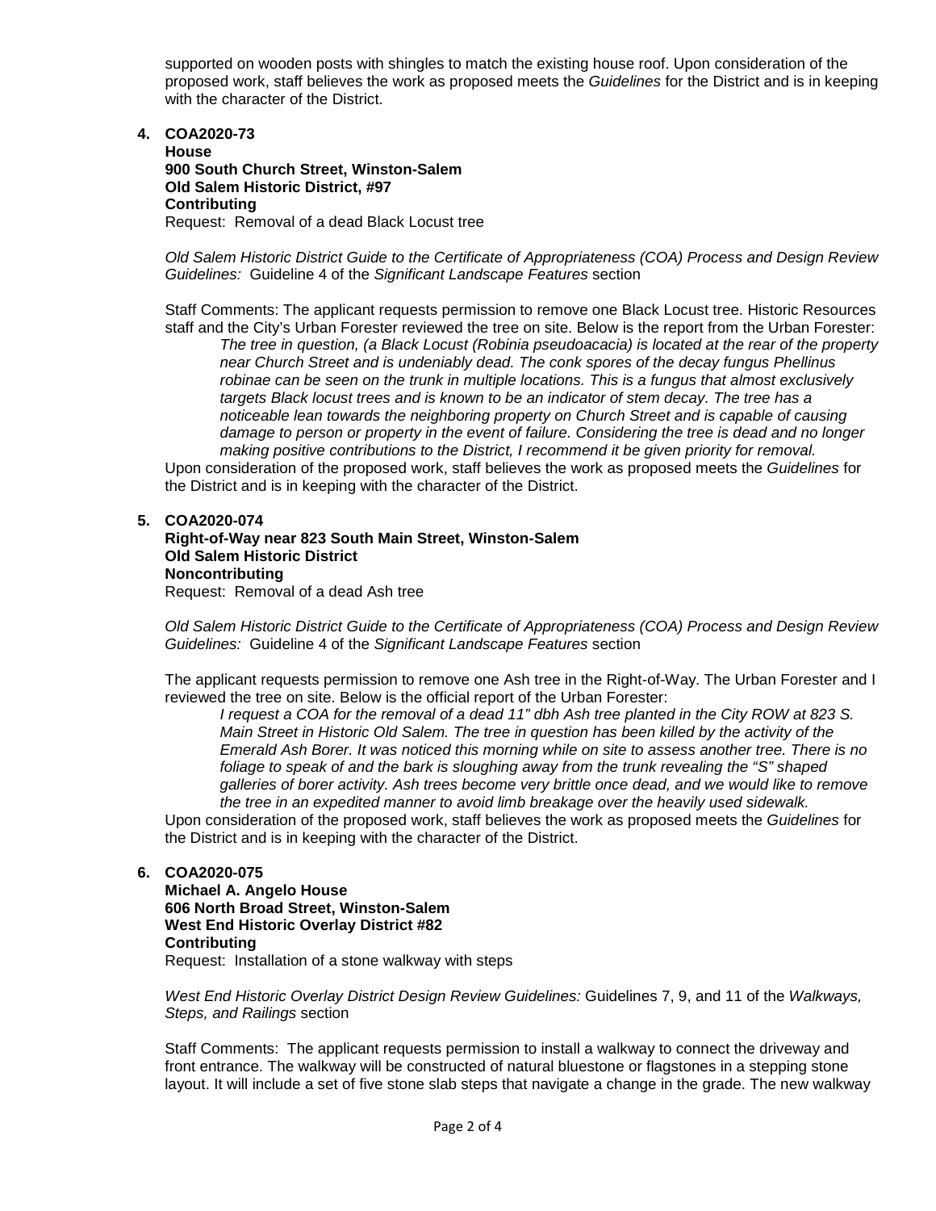supported on wooden posts with shingles to match the existing house roof. Upon consideration of the proposed work, staff believes the work as proposed meets the *Guidelines* for the District and is in keeping with the character of the District.

4. **COA2020-73**
   **House**
   **900 South Church Street, Winston-Salem**
   **Old Salem Historic District, #97**
   **Contributing**
   Request: Removal of a dead Black Locust tree

   *Old Salem Historic District Guide to the Certificate of Appropriateness (COA) Process and Design Review Guidelines:* Guideline 4 of the *Significant Landscape Features* section

   Staff Comments: The applicant requests permission to remove one Black Locust tree. Historic Resources staff and the City's Urban Forester reviewed the tree on site. Below is the report from the Urban Forester:

   > *The tree in question, (a Black Locust (Robinia pseudoacacia) is located at the rear of the property near Church Street and is undeniably dead. The conk spores of the decay fungus Phellinus robinae can be seen on the trunk in multiple locations. This is a fungus that almost exclusively targets Black locust trees and is known to be an indicator of stem decay. The tree has a noticeable lean towards the neighboring property on Church Street and is capable of causing damage to person or property in the event of failure. Considering the tree is dead and no longer making positive contributions to the District, I recommend it be given priority for removal.*

   Upon consideration of the proposed work, staff believes the work as proposed meets the *Guidelines* for the District and is in keeping with the character of the District.

5. **COA2020-074**
   **Right-of-Way near 823 South Main Street, Winston-Salem**
   **Old Salem Historic District**
   **Noncontributing**
   Request: Removal of a dead Ash tree

   *Old Salem Historic District Guide to the Certificate of Appropriateness (COA) Process and Design Review Guidelines:* Guideline 4 of the *Significant Landscape Features* section

   The applicant requests permission to remove one Ash tree in the Right-of-Way. The Urban Forester and I reviewed the tree on site. Below is the official report of the Urban Forester:

   > *I request a COA for the removal of a dead 11" dbh Ash tree planted in the City ROW at 823 S. Main Street in Historic Old Salem. The tree in question has been killed by the activity of the Emerald Ash Borer. It was noticed this morning while on site to assess another tree. There is no foliage to speak of and the bark is sloughing away from the trunk revealing the "S" shaped galleries of borer activity. Ash trees become very brittle once dead, and we would like to remove the tree in an expedited manner to avoid limb breakage over the heavily used sidewalk.*

   Upon consideration of the proposed work, staff believes the work as proposed meets the *Guidelines* for the District and is in keeping with the character of the District.

6. **COA2020-075**
   **Michael A. Angelo House**
   **606 North Broad Street, Winston-Salem**
   **West End Historic Overlay District #82**
   **Contributing**
   Request: Installation of a stone walkway with steps

   *West End Historic Overlay District Design Review Guidelines:* Guidelines 7, 9, and 11 of the *Walkways, Steps, and Railings* section

   Staff Comments: The applicant requests permission to install a walkway to connect the driveway and front entrance. The walkway will be constructed of natural bluestone or flagstones in a stepping stone layout. It will include a set of five stone slab steps that navigate a change in the grade. The new walkway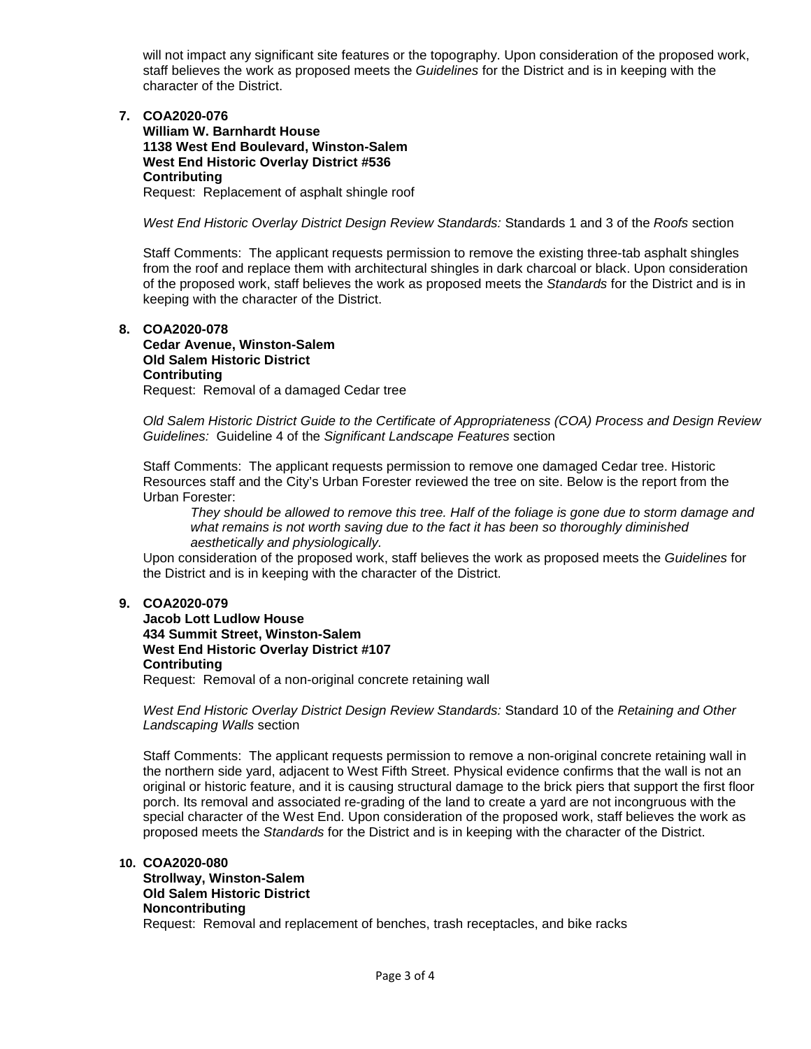will not impact any significant site features or the topography. Upon consideration of the proposed work, staff believes the work as proposed meets the *Guidelines* for the District and is in keeping with the character of the District.

7. **COA2020-076**
   **William W. Barnhardt House**
   **1138 West End Boulevard, Winston-Salem**
   **West End Historic Overlay District #536**
   **Contributing**
   Request: Replacement of asphalt shingle roof

   *West End Historic Overlay District Design Review Standards:* Standards 1 and 3 of the *Roofs* section

   Staff Comments: The applicant requests permission to remove the existing three-tab asphalt shingles from the roof and replace them with architectural shingles in dark charcoal or black. Upon consideration of the proposed work, staff believes the work as proposed meets the *Standards* for the District and is in keeping with the character of the District.

8. **COA2020-078**
   **Cedar Avenue, Winston-Salem**
   **Old Salem Historic District**
   **Contributing**
   Request: Removal of a damaged Cedar tree

   *Old Salem Historic District Guide to the Certificate of Appropriateness (COA) Process and Design Review Guidelines:* Guideline 4 of the *Significant Landscape Features* section

   Staff Comments: The applicant requests permission to remove one damaged Cedar tree. Historic Resources staff and the City's Urban Forester reviewed the tree on site. Below is the report from the Urban Forester:

   > *They should be allowed to remove this tree. Half of the foliage is gone due to storm damage and what remains is not worth saving due to the fact it has been so thoroughly diminished aesthetically and physiologically.*

   Upon consideration of the proposed work, staff believes the work as proposed meets the *Guidelines* for the District and is in keeping with the character of the District.

9. **COA2020-079**
   **Jacob Lott Ludlow House**
   **434 Summit Street, Winston-Salem**
   **West End Historic Overlay District #107**
   **Contributing**
   Request: Removal of a non-original concrete retaining wall

   *West End Historic Overlay District Design Review Standards:* Standard 10 of the *Retaining and Other Landscaping Walls* section

   Staff Comments: The applicant requests permission to remove a non-original concrete retaining wall in the northern side yard, adjacent to West Fifth Street. Physical evidence confirms that the wall is not an original or historic feature, and it is causing structural damage to the brick piers that support the first floor porch. Its removal and associated re-grading of the land to create a yard are not incongruous with the special character of the West End. Upon consideration of the proposed work, staff believes the work as proposed meets the *Standards* for the District and is in keeping with the character of the District.

10. **COA2020-080**
    **Strollway, Winston-Salem**
    **Old Salem Historic District**
    **Noncontributing**
    Request: Removal and replacement of benches, trash receptacles, and bike racks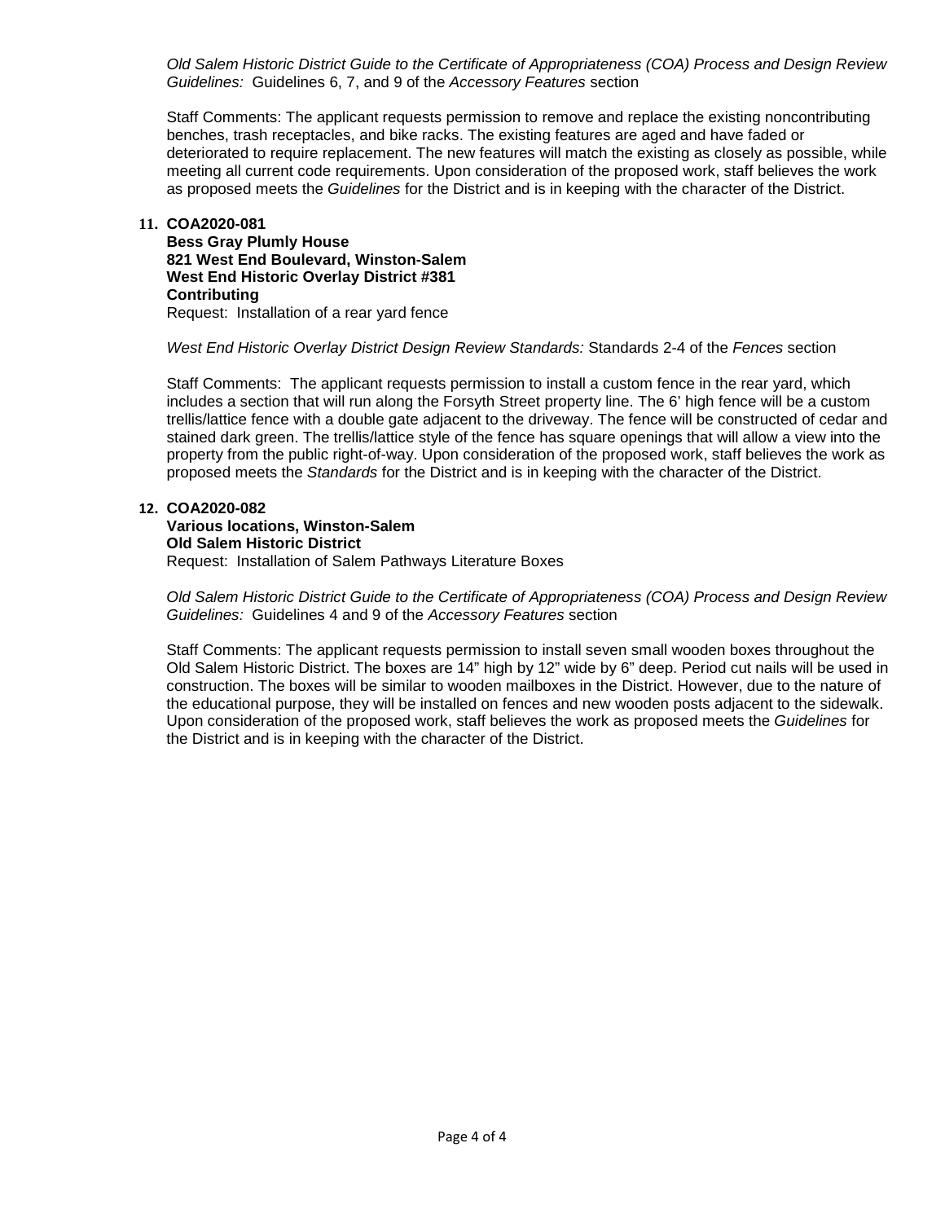*Old Salem Historic District Guide to the Certificate of Appropriateness (COA) Process and Design Review Guidelines:* Guidelines 6, 7, and 9 of the *Accessory Features* section

Staff Comments: The applicant requests permission to remove and replace the existing noncontributing benches, trash receptacles, and bike racks. The existing features are aged and have faded or deteriorated to require replacement. The new features will match the existing as closely as possible, while meeting all current code requirements. Upon consideration of the proposed work, staff believes the work as proposed meets the *Guidelines* for the District and is in keeping with the character of the District.

11. **COA2020-081**
    **Bess Gray Plumly House**
    **821 West End Boulevard, Winston-Salem**
    **West End Historic Overlay District #381**
    **Contributing**
    Request: Installation of a rear yard fence

    *West End Historic Overlay District Design Review Standards:* Standards 2-4 of the *Fences* section

    Staff Comments: The applicant requests permission to install a custom fence in the rear yard, which includes a section that will run along the Forsyth Street property line. The 6' high fence will be a custom trellis/lattice fence with a double gate adjacent to the driveway. The fence will be constructed of cedar and stained dark green. The trellis/lattice style of the fence has square openings that will allow a view into the property from the public right-of-way. Upon consideration of the proposed work, staff believes the work as proposed meets the *Standards* for the District and is in keeping with the character of the District.

12. **COA2020-082**
    **Various locations, Winston-Salem**
    **Old Salem Historic District**
    Request: Installation of Salem Pathways Literature Boxes

    *Old Salem Historic District Guide to the Certificate of Appropriateness (COA) Process and Design Review Guidelines:* Guidelines 4 and 9 of the *Accessory Features* section

    Staff Comments: The applicant requests permission to install seven small wooden boxes throughout the Old Salem Historic District. The boxes are 14" high by 12" wide by 6" deep. Period cut nails will be used in construction. The boxes will be similar to wooden mailboxes in the District. However, due to the nature of the educational purpose, they will be installed on fences and new wooden posts adjacent to the sidewalk. Upon consideration of the proposed work, staff believes the work as proposed meets the *Guidelines* for the District and is in keeping with the character of the District.